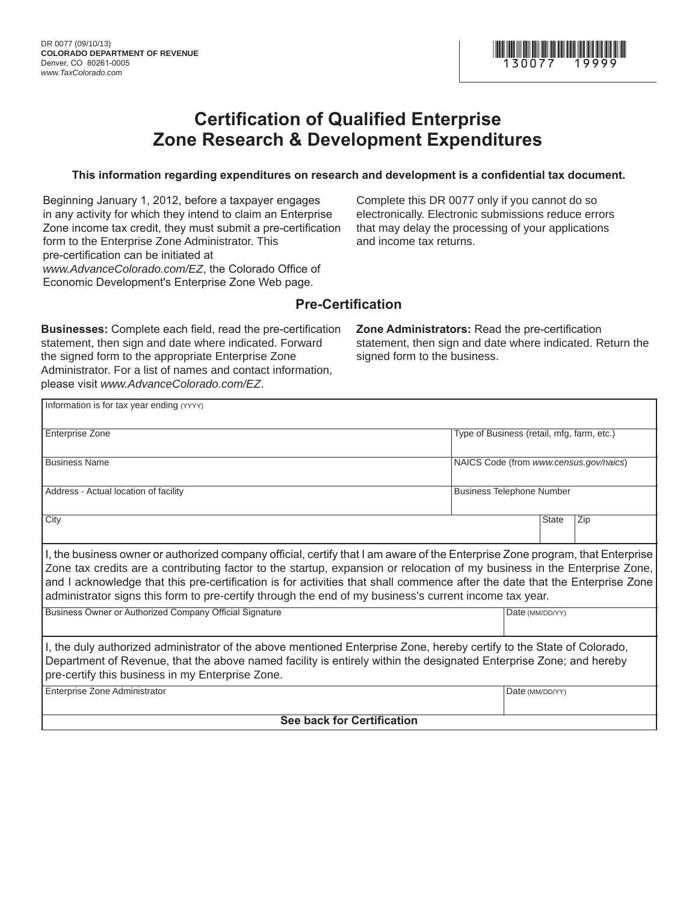DR 0077 (09/10/13)
**COLORADO DEPARTMENT OF REVENUE**
Denver, CO 80261-0005
*www.TaxColorado.com*

130077 19999

# Certification of Qualified Enterprise Zone Research & Development Expenditures

**This information regarding expenditures on research and development is a confidential tax document.**

Beginning January 1, 2012, before a taxpayer engages in any activity for which they intend to claim an Enterprise Zone income tax credit, they must submit a pre-certification form to the Enterprise Zone Administrator. This pre-certification can be initiated at *www.AdvanceColorado.com/EZ*, the Colorado Office of Economic Development's Enterprise Zone Web page.

Complete this DR 0077 only if you cannot do so electronically. Electronic submissions reduce errors that may delay the processing of your applications and income tax returns.

## Pre-Certification

**Businesses:** Complete each field, read the pre-certification statement, then sign and date where indicated. Forward the signed form to the appropriate Enterprise Zone Administrator. For a list of names and contact information, please visit *www.AdvanceColorado.com/EZ*.

**Zone Administrators:** Read the pre-certification statement, then sign and date where indicated. Return the signed form to the business.

| Information is for tax year ending (YYYY) | | |
|---|---|---|
| Enterprise Zone | Type of Business (retail, mfg, farm, etc.) | |
| Business Name | NAICS Code (from *www.census.gov/naics*) | |
| Address - Actual location of facility | Business Telephone Number | |
| City | State | Zip |

I, the business owner or authorized company official, certify that I am aware of the Enterprise Zone program, that Enterprise Zone tax credits are a contributing factor to the startup, expansion or relocation of my business in the Enterprise Zone, and I acknowledge that this pre-certification is for activities that shall commence after the date that the Enterprise Zone administrator signs this form to pre-certify through the end of my business's current income tax year.

| Business Owner or Authorized Company Official Signature | Date (MM/DD/YY) |
|---|---|
| | |

I, the duly authorized administrator of the above mentioned Enterprise Zone, hereby certify to the State of Colorado, Department of Revenue, that the above named facility is entirely within the designated Enterprise Zone; and hereby pre-certify this business in my Enterprise Zone.

| Enterprise Zone Administrator | Date (MM/DD/YY) |
|---|---|
| | |

**See back for Certification**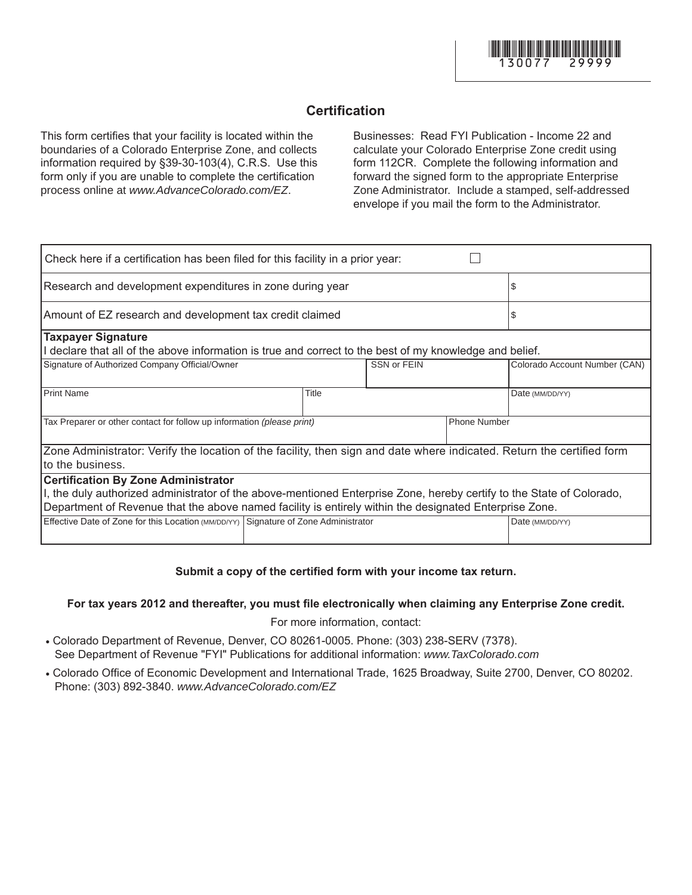130077 29999

## Certification

This form certifies that your facility is located within the boundaries of a Colorado Enterprise Zone, and collects information required by §39-30-103(4), C.R.S. Use this form only if you are unable to complete the certification process online at *www.AdvanceColorado.com/EZ*.

Businesses: Read FYI Publication - Income 22 and calculate your Colorado Enterprise Zone credit using form 112CR. Complete the following information and forward the signed form to the appropriate Enterprise Zone Administrator. Include a stamped, self-addressed envelope if you mail the form to the Administrator.

| | | | |
|---|---|---|---|
| Check here if a certification has been filed for this facility in a prior year: ☐ | | | |
| Research and development expenditures in zone during year | | | $ |
| Amount of EZ research and development tax credit claimed | | | $ |
| **Taxpayer Signature**<br>I declare that all of the above information is true and correct to the best of my knowledge and belief. | | | |
| Signature of Authorized Company Official/Owner | | SSN or FEIN | Colorado Account Number (CAN) |
| Print Name | Title | | Date (MM/DD/YY) |
| Tax Preparer or other contact for follow up information *(please print)* | | Phone Number | |
| Zone Administrator: Verify the location of the facility, then sign and date where indicated. Return the certified form to the business. | | | |
| **Certification By Zone Administrator**<br>I, the duly authorized administrator of the above-mentioned Enterprise Zone, hereby certify to the State of Colorado, Department of Revenue that the above named facility is entirely within the designated Enterprise Zone. | | | |
| Effective Date of Zone for this Location (MM/DD/YY) | Signature of Zone Administrator | | Date (MM/DD/YY) |

**Submit a copy of the certified form with your income tax return.**

**For tax years 2012 and thereafter, you must file electronically when claiming any Enterprise Zone credit.**

For more information, contact:

- Colorado Department of Revenue, Denver, CO 80261-0005. Phone: (303) 238-SERV (7378). See Department of Revenue "FYI" Publications for additional information: *www.TaxColorado.com*
- Colorado Office of Economic Development and International Trade, 1625 Broadway, Suite 2700, Denver, CO 80202. Phone: (303) 892-3840. *www.AdvanceColorado.com/EZ*